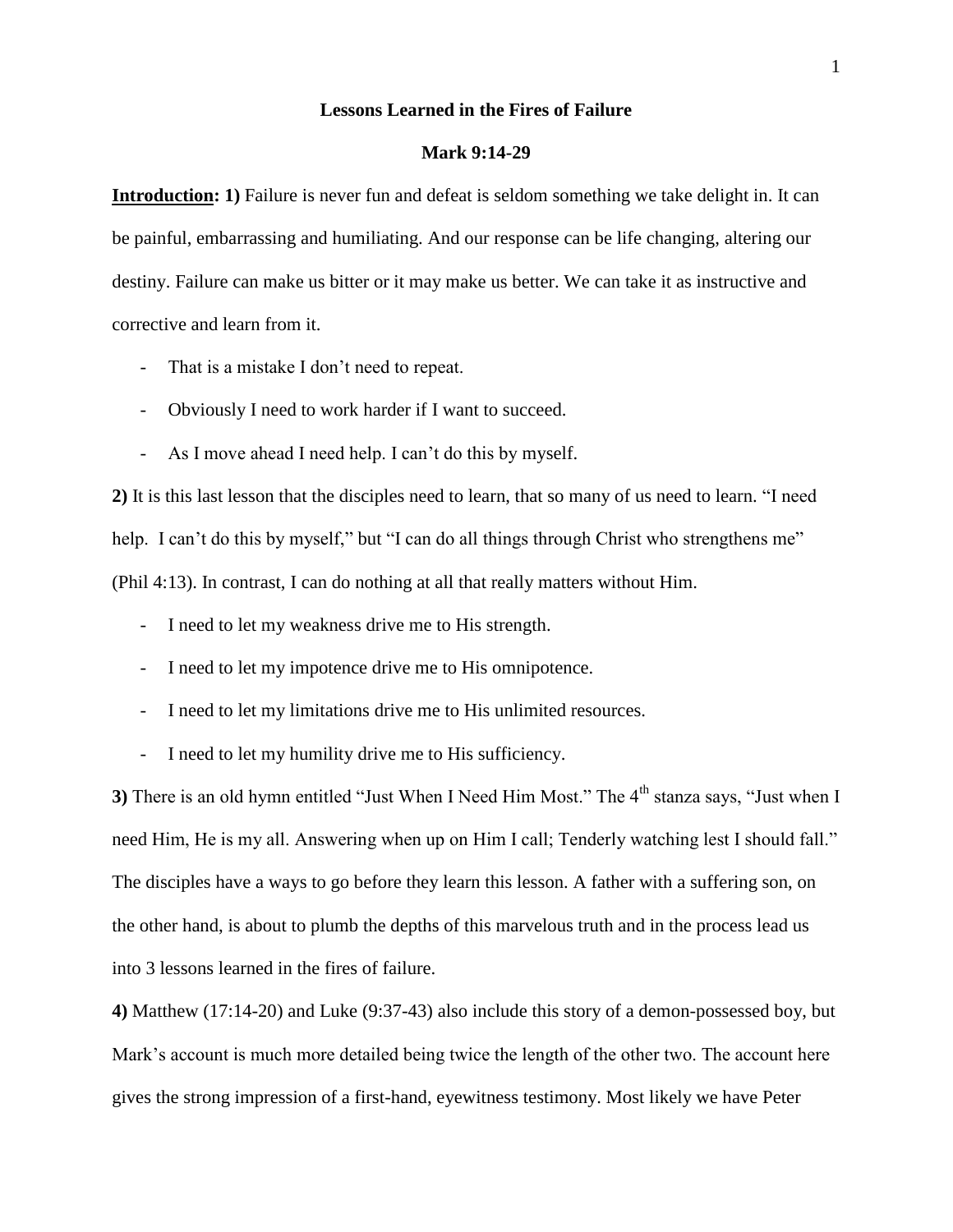# Lessons Learned in the Fires of Failure

## Mark 9:14-29

**Introduction: 1)** Failure is never fun and defeat is seldom something we take delight in. It can be painful, embarrassing and humiliating. And our response can be life changing, altering our destiny. Failure can make us bitter or it may make us better. We can take it as instructive and corrective and learn from it.

- That is a mistake I don't need to repeat.
- Obviously I need to work harder if I want to succeed.
- As I move ahead I need help. I can't do this by myself.

**2)** It is this last lesson that the disciples need to learn, that so many of us need to learn. "I need help. I can't do this by myself," but "I can do all things through Christ who strengthens me" (Phil 4:13). In contrast, I can do nothing at all that really matters without Him.

- I need to let my weakness drive me to His strength.
- I need to let my impotence drive me to His omnipotence.
- I need to let my limitations drive me to His unlimited resources.
- I need to let my humility drive me to His sufficiency.

**3)** There is an old hymn entitled "Just When I Need Him Most." The 4th stanza says, "Just when I need Him, He is my all. Answering when up on Him I call; Tenderly watching lest I should fall." The disciples have a ways to go before they learn this lesson. A father with a suffering son, on the other hand, is about to plumb the depths of this marvelous truth and in the process lead us into 3 lessons learned in the fires of failure.

**4)** Matthew (17:14-20) and Luke (9:37-43) also include this story of a demon-possessed boy, but Mark's account is much more detailed being twice the length of the other two. The account here gives the strong impression of a first-hand, eyewitness testimony. Most likely we have Peter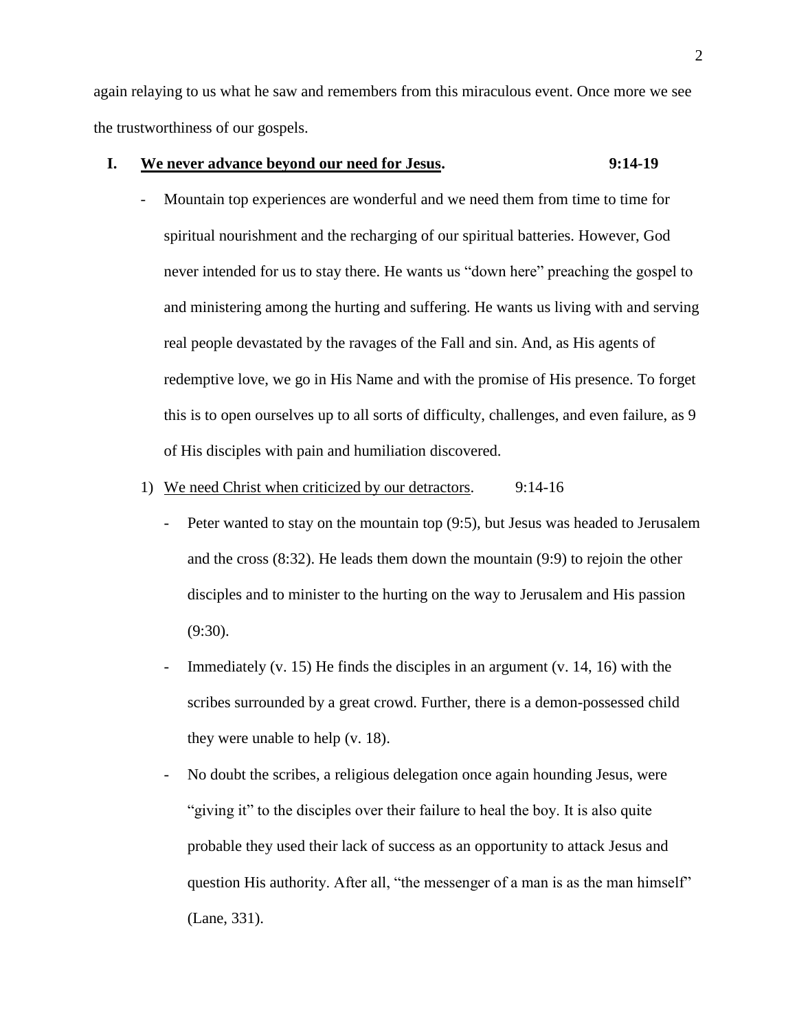again relaying to us what he saw and remembers from this miraculous event. Once more we see the trustworthiness of our gospels.

## I. <u>We never advance beyond our need for Jesus</u>. 9:14-19

- Mountain top experiences are wonderful and we need them from time to time for spiritual nourishment and the recharging of our spiritual batteries. However, God never intended for us to stay there. He wants us "down here" preaching the gospel to and ministering among the hurting and suffering. He wants us living with and serving real people devastated by the ravages of the Fall and sin. And, as His agents of redemptive love, we go in His Name and with the promise of His presence. To forget this is to open ourselves up to all sorts of difficulty, challenges, and even failure, as 9 of His disciples with pain and humiliation discovered.

1) <u>We need Christ when criticized by our detractors</u>. 9:14-16

   - Peter wanted to stay on the mountain top (9:5), but Jesus was headed to Jerusalem and the cross (8:32). He leads them down the mountain (9:9) to rejoin the other disciples and to minister to the hurting on the way to Jerusalem and His passion (9:30).
   - Immediately (v. 15) He finds the disciples in an argument (v. 14, 16) with the scribes surrounded by a great crowd. Further, there is a demon-possessed child they were unable to help (v. 18).
   - No doubt the scribes, a religious delegation once again hounding Jesus, were "giving it" to the disciples over their failure to heal the boy. It is also quite probable they used their lack of success as an opportunity to attack Jesus and question His authority. After all, "the messenger of a man is as the man himself" (Lane, 331).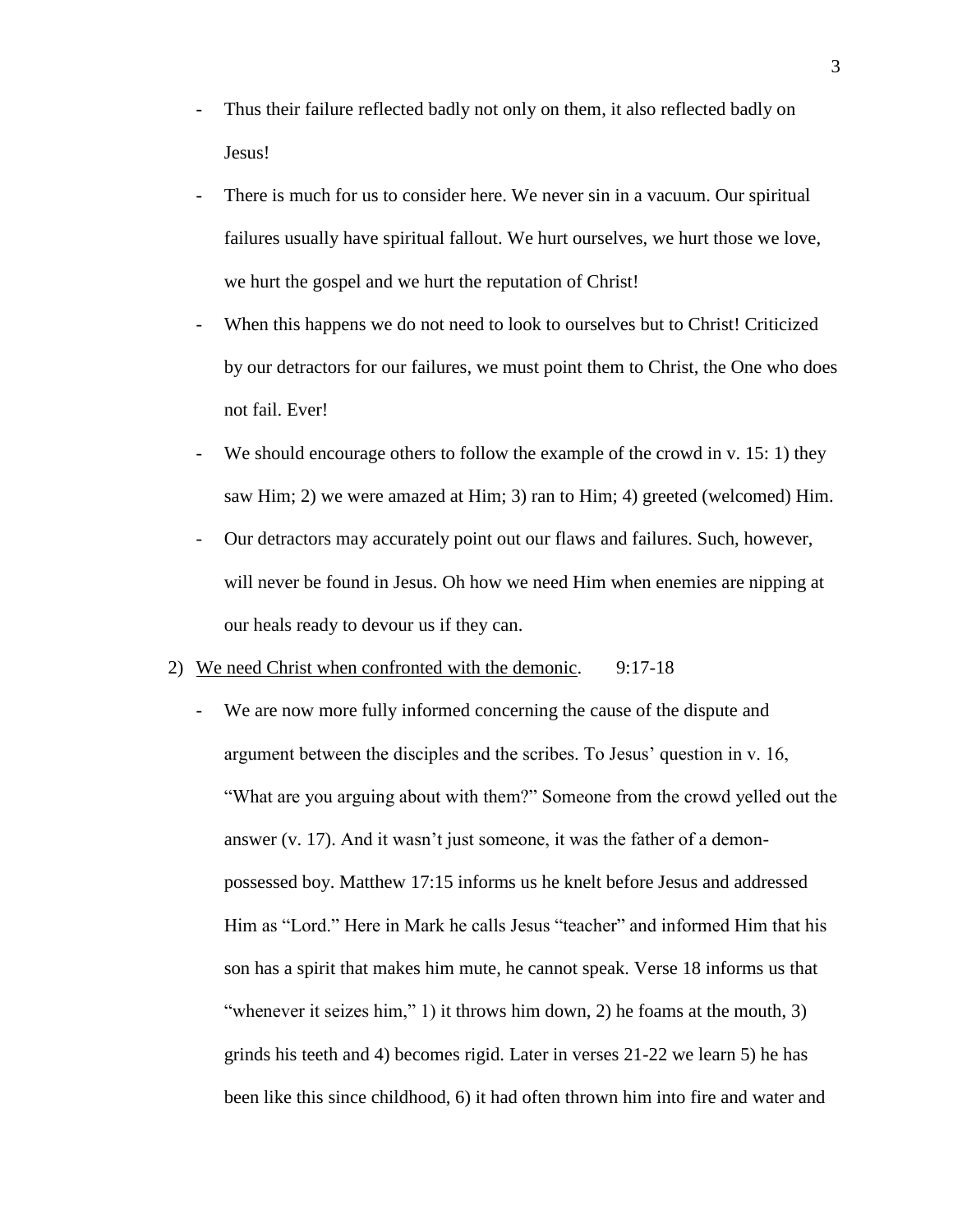- Thus their failure reflected badly not only on them, it also reflected badly on Jesus!
- There is much for us to consider here. We never sin in a vacuum. Our spiritual failures usually have spiritual fallout. We hurt ourselves, we hurt those we love, we hurt the gospel and we hurt the reputation of Christ!
- When this happens we do not need to look to ourselves but to Christ! Criticized by our detractors for our failures, we must point them to Christ, the One who does not fail. Ever!
- We should encourage others to follow the example of the crowd in v. 15: 1) they saw Him; 2) we were amazed at Him; 3) ran to Him; 4) greeted (welcomed) Him.
- Our detractors may accurately point out our flaws and failures. Such, however, will never be found in Jesus. Oh how we need Him when enemies are nipping at our heals ready to devour us if they can.

2) <u>We need Christ when confronted with the demonic</u>. 9:17-18

- We are now more fully informed concerning the cause of the dispute and argument between the disciples and the scribes. To Jesus' question in v. 16, "What are you arguing about with them?" Someone from the crowd yelled out the answer (v. 17). And it wasn't just someone, it was the father of a demon-possessed boy. Matthew 17:15 informs us he knelt before Jesus and addressed Him as "Lord." Here in Mark he calls Jesus "teacher" and informed Him that his son has a spirit that makes him mute, he cannot speak. Verse 18 informs us that "whenever it seizes him," 1) it throws him down, 2) he foams at the mouth, 3) grinds his teeth and 4) becomes rigid. Later in verses 21-22 we learn 5) he has been like this since childhood, 6) it had often thrown him into fire and water and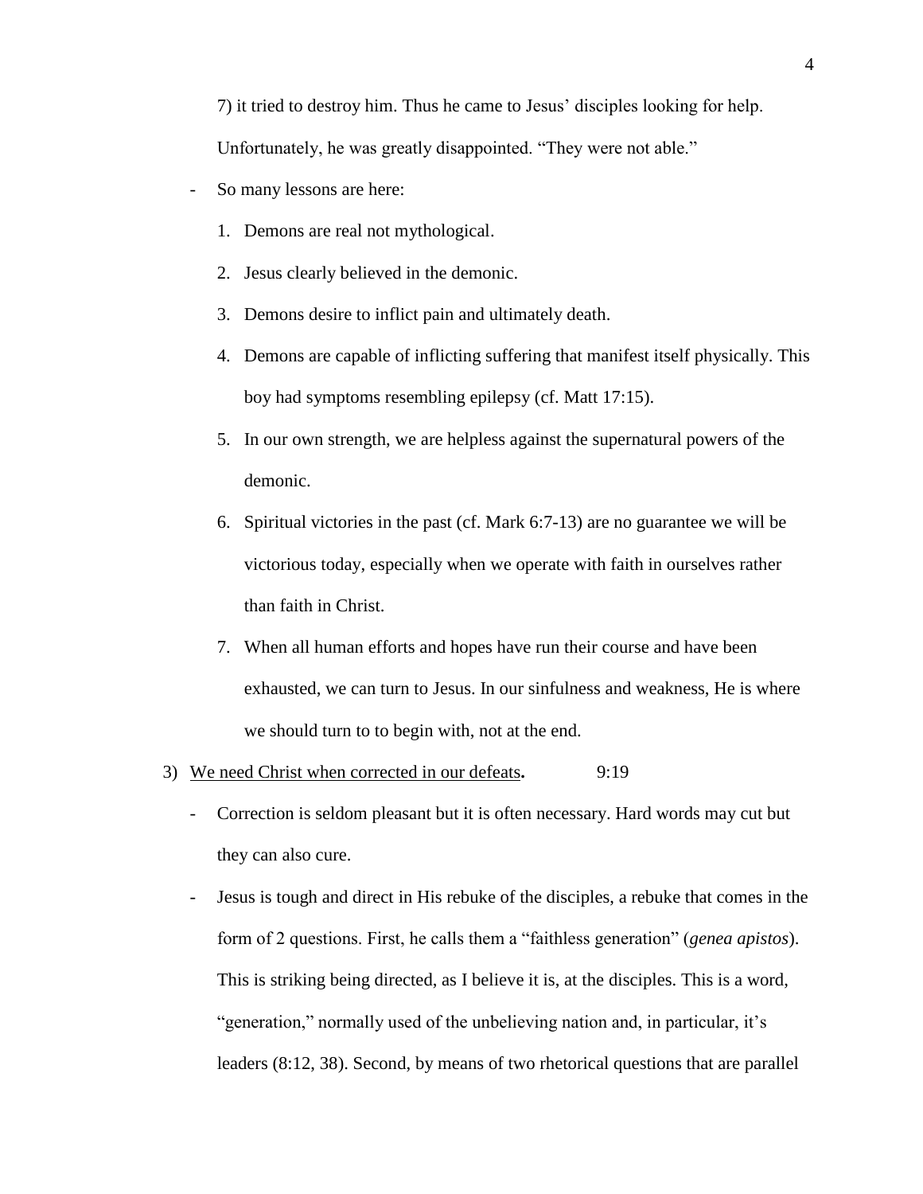7) it tried to destroy him. Thus he came to Jesus' disciples looking for help. Unfortunately, he was greatly disappointed. "They were not able."

- So many lessons are here:
  1. Demons are real not mythological.
  2. Jesus clearly believed in the demonic.
  3. Demons desire to inflict pain and ultimately death.
  4. Demons are capable of inflicting suffering that manifest itself physically. This boy had symptoms resembling epilepsy (cf. Matt 17:15).
  5. In our own strength, we are helpless against the supernatural powers of the demonic.
  6. Spiritual victories in the past (cf. Mark 6:7-13) are no guarantee we will be victorious today, especially when we operate with faith in ourselves rather than faith in Christ.
  7. When all human efforts and hopes have run their course and have been exhausted, we can turn to Jesus. In our sinfulness and weakness, He is where we should turn to to begin with, not at the end.

3) <u>We need Christ when corrected in our defeats</u>**.** 9:19

- Correction is seldom pleasant but it is often necessary. Hard words may cut but they can also cure.
- Jesus is tough and direct in His rebuke of the disciples, a rebuke that comes in the form of 2 questions. First, he calls them a "faithless generation" (*genea apistos*). This is striking being directed, as I believe it is, at the disciples. This is a word, "generation," normally used of the unbelieving nation and, in particular, it's leaders (8:12, 38). Second, by means of two rhetorical questions that are parallel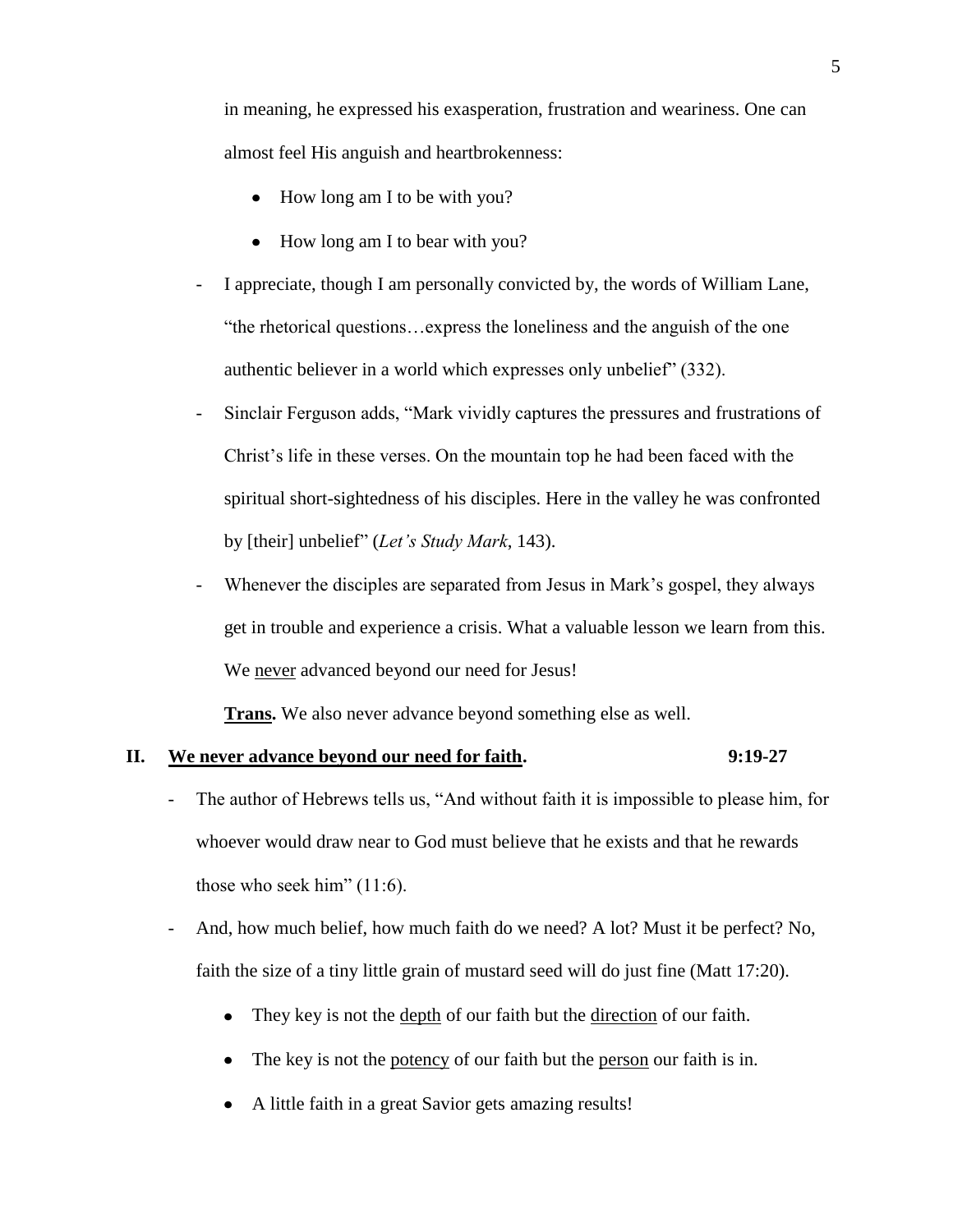in meaning, he expressed his exasperation, frustration and weariness. One can almost feel His anguish and heartbrokenness:

- How long am I to be with you?
- How long am I to bear with you?

- I appreciate, though I am personally convicted by, the words of William Lane, "the rhetorical questions…express the loneliness and the anguish of the one authentic believer in a world which expresses only unbelief" (332).
- Sinclair Ferguson adds, "Mark vividly captures the pressures and frustrations of Christ's life in these verses. On the mountain top he had been faced with the spiritual short-sightedness of his disciples. Here in the valley he was confronted by [their] unbelief" (*Let's Study Mark*, 143).
- Whenever the disciples are separated from Jesus in Mark's gospel, they always get in trouble and experience a crisis. What a valuable lesson we learn from this. We never advanced beyond our need for Jesus!

**Trans.** We also never advance beyond something else as well.

## II. We never advance beyond our need for faith. 9:19-27

- The author of Hebrews tells us, "And without faith it is impossible to please him, for whoever would draw near to God must believe that he exists and that he rewards those who seek him" (11:6).
- And, how much belief, how much faith do we need? A lot? Must it be perfect? No, faith the size of a tiny little grain of mustard seed will do just fine (Matt 17:20).
  - They key is not the depth of our faith but the direction of our faith.
  - The key is not the potency of our faith but the person our faith is in.
  - A little faith in a great Savior gets amazing results!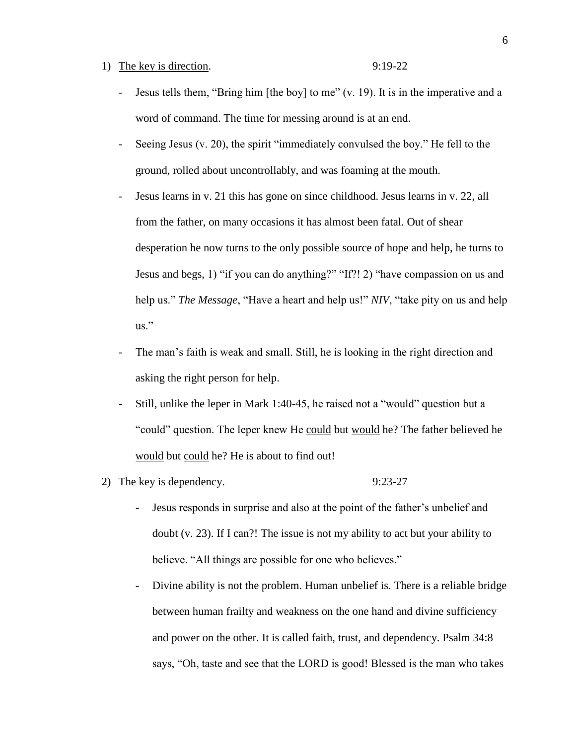1) <u>The key is direction</u>. 9:19-22

- Jesus tells them, “Bring him [the boy] to me” (v. 19). It is in the imperative and a word of command. The time for messing around is at an end.
- Seeing Jesus (v. 20), the spirit “immediately convulsed the boy.” He fell to the ground, rolled about uncontrollably, and was foaming at the mouth.
- Jesus learns in v. 21 this has gone on since childhood. Jesus learns in v. 22, all from the father, on many occasions it has almost been fatal. Out of shear desperation he now turns to the only possible source of hope and help, he turns to Jesus and begs, 1) “if you can do anything?” “If?! 2) “have compassion on us and help us.” *The Message*, “Have a heart and help us!” *NIV*, “take pity on us and help us.”
- The man’s faith is weak and small. Still, he is looking in the right direction and asking the right person for help.
- Still, unlike the leper in Mark 1:40-45, he raised not a “would” question but a “could” question. The leper knew He <u>could</u> but <u>would</u> he? The father believed he <u>would</u> but <u>could</u> he? He is about to find out!

2) <u>The key is dependency</u>. 9:23-27

- Jesus responds in surprise and also at the point of the father’s unbelief and doubt (v. 23). If I can?! The issue is not my ability to act but your ability to believe. “All things are possible for one who believes.”
- Divine ability is not the problem. Human unbelief is. There is a reliable bridge between human frailty and weakness on the one hand and divine sufficiency and power on the other. It is called faith, trust, and dependency. Psalm 34:8 says, “Oh, taste and see that the LORD is good! Blessed is the man who takes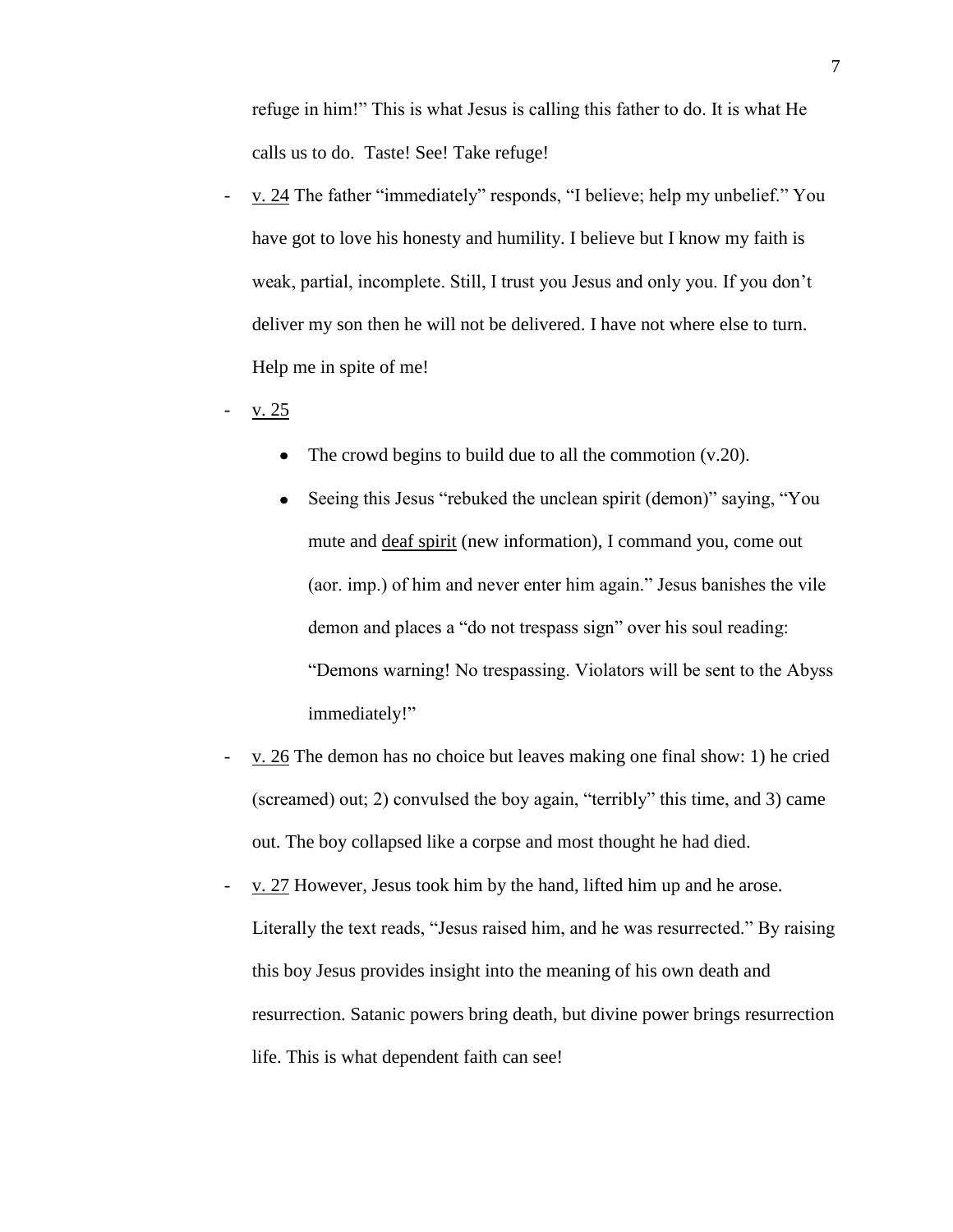refuge in him!" This is what Jesus is calling this father to do. It is what He calls us to do. Taste! See! Take refuge!

- v. 24 The father "immediately" responds, "I believe; help my unbelief." You have got to love his honesty and humility. I believe but I know my faith is weak, partial, incomplete. Still, I trust you Jesus and only you. If you don't deliver my son then he will not be delivered. I have not where else to turn. Help me in spite of me!
- v. 25
  - The crowd begins to build due to all the commotion (v.20).
  - Seeing this Jesus "rebuked the unclean spirit (demon)" saying, "You mute and deaf spirit (new information), I command you, come out (aor. imp.) of him and never enter him again." Jesus banishes the vile demon and places a "do not trespass sign" over his soul reading: "Demons warning! No trespassing. Violators will be sent to the Abyss immediately!"
- v. 26 The demon has no choice but leaves making one final show: 1) he cried (screamed) out; 2) convulsed the boy again, "terribly" this time, and 3) came out. The boy collapsed like a corpse and most thought he had died.
- v. 27 However, Jesus took him by the hand, lifted him up and he arose. Literally the text reads, "Jesus raised him, and he was resurrected." By raising this boy Jesus provides insight into the meaning of his own death and resurrection. Satanic powers bring death, but divine power brings resurrection life. This is what dependent faith can see!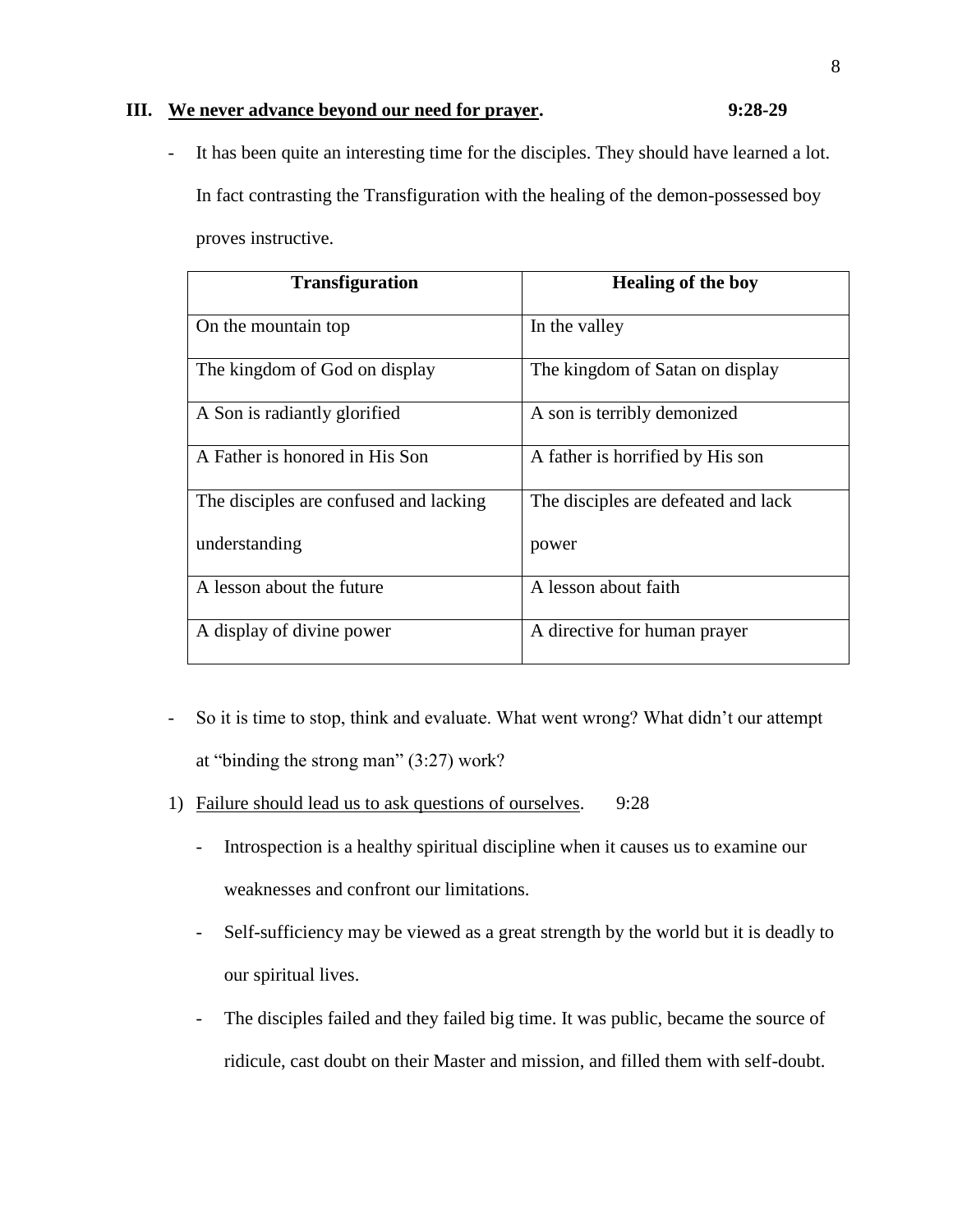### III. <u>We never advance beyond our need for prayer</u>. 9:28-29

- It has been quite an interesting time for the disciples. They should have learned a lot. In fact contrasting the Transfiguration with the healing of the demon-possessed boy proves instructive.

| Transfiguration | Healing of the boy |
|---|---|
| On the mountain top | In the valley |
| The kingdom of God on display | The kingdom of Satan on display |
| A Son is radiantly glorified | A son is terribly demonized |
| A Father is honored in His Son | A father is horrified by His son |
| The disciples are confused and lacking understanding | The disciples are defeated and lack power |
| A lesson about the future | A lesson about faith |
| A display of divine power | A directive for human prayer |

- So it is time to stop, think and evaluate. What went wrong? What didn't our attempt at "binding the strong man" (3:27) work?

1) <u>Failure should lead us to ask questions of ourselves</u>. 9:28
   - Introspection is a healthy spiritual discipline when it causes us to examine our weaknesses and confront our limitations.
   - Self-sufficiency may be viewed as a great strength by the world but it is deadly to our spiritual lives.
   - The disciples failed and they failed big time. It was public, became the source of ridicule, cast doubt on their Master and mission, and filled them with self-doubt.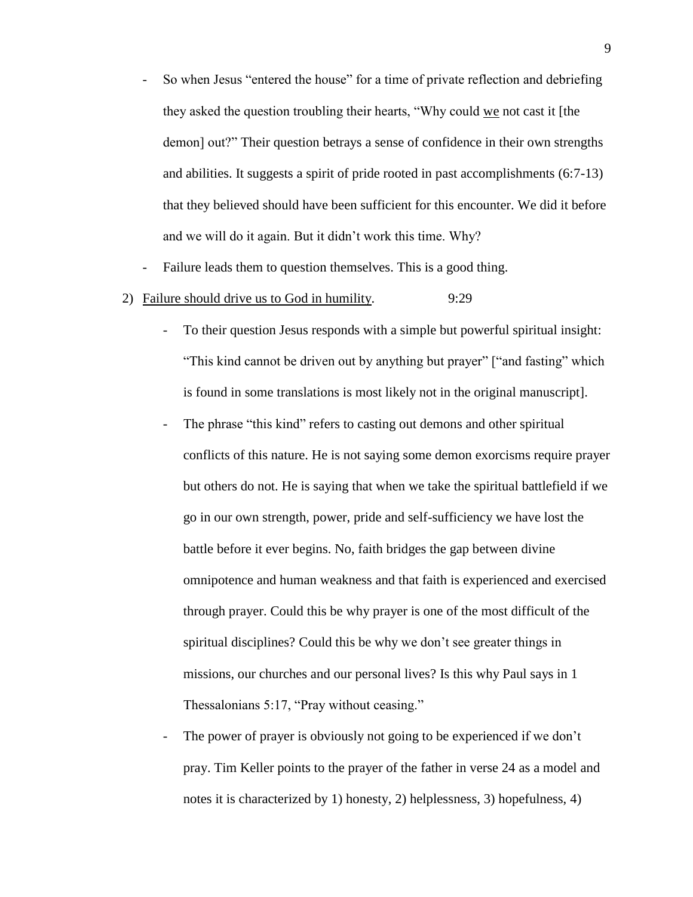- So when Jesus "entered the house" for a time of private reflection and debriefing they asked the question troubling their hearts, "Why could <u>we</u> not cast it [the demon] out?" Their question betrays a sense of confidence in their own strengths and abilities. It suggests a spirit of pride rooted in past accomplishments (6:7-13) that they believed should have been sufficient for this encounter. We did it before and we will do it again. But it didn't work this time. Why?
- Failure leads them to question themselves. This is a good thing.

2) <u>Failure should drive us to God in humility</u>. 9:29

   - To their question Jesus responds with a simple but powerful spiritual insight: "This kind cannot be driven out by anything but prayer" ["and fasting" which is found in some translations is most likely not in the original manuscript].
   - The phrase "this kind" refers to casting out demons and other spiritual conflicts of this nature. He is not saying some demon exorcisms require prayer but others do not. He is saying that when we take the spiritual battlefield if we go in our own strength, power, pride and self-sufficiency we have lost the battle before it ever begins. No, faith bridges the gap between divine omnipotence and human weakness and that faith is experienced and exercised through prayer. Could this be why prayer is one of the most difficult of the spiritual disciplines? Could this be why we don't see greater things in missions, our churches and our personal lives? Is this why Paul says in 1 Thessalonians 5:17, "Pray without ceasing."
   - The power of prayer is obviously not going to be experienced if we don't pray. Tim Keller points to the prayer of the father in verse 24 as a model and notes it is characterized by 1) honesty, 2) helplessness, 3) hopefulness, 4)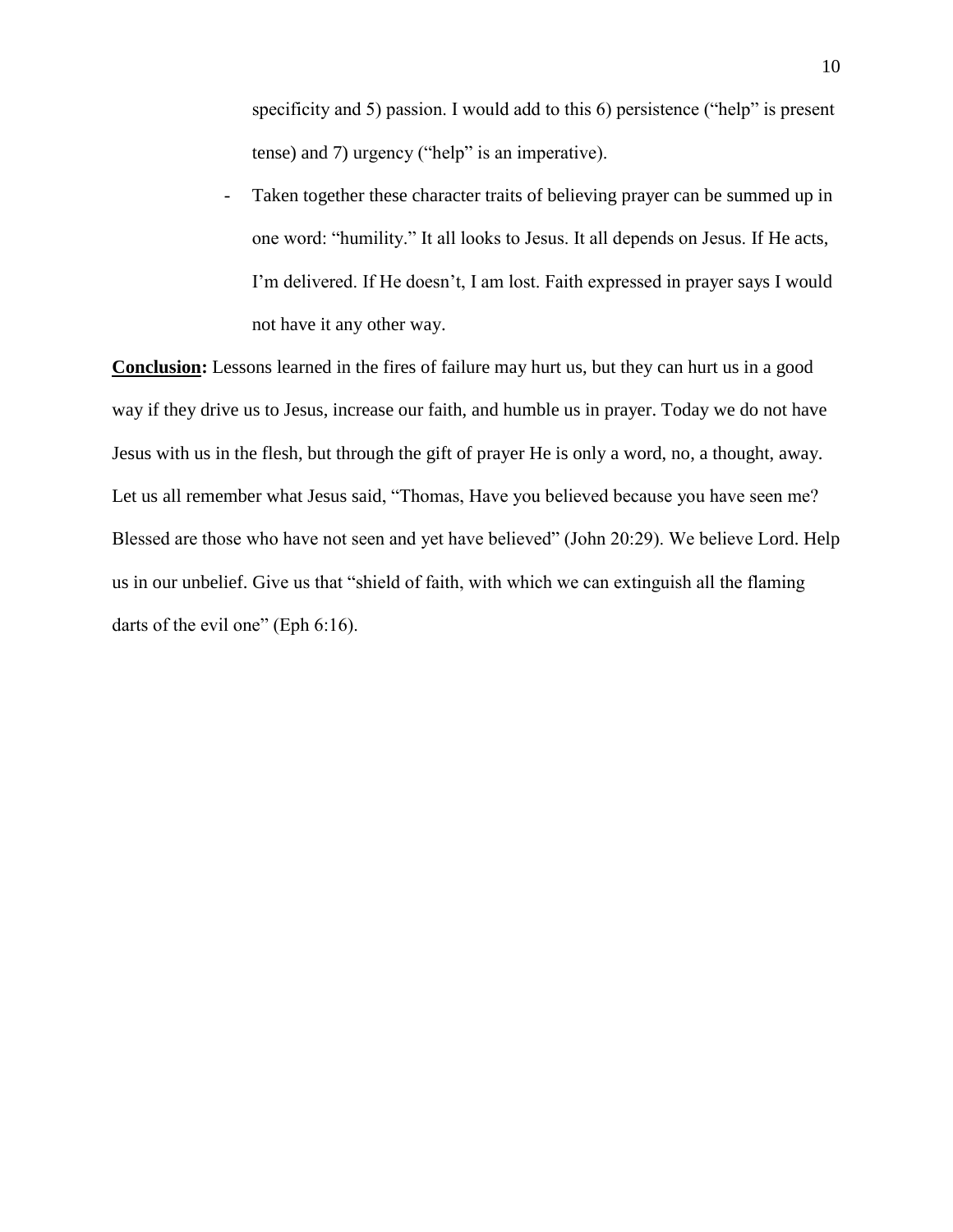specificity and 5) passion. I would add to this 6) persistence ("help" is present tense) and 7) urgency ("help" is an imperative).

- Taken together these character traits of believing prayer can be summed up in one word: "humility." It all looks to Jesus. It all depends on Jesus. If He acts, I'm delivered. If He doesn't, I am lost. Faith expressed in prayer says I would not have it any other way.

**Conclusion:** Lessons learned in the fires of failure may hurt us, but they can hurt us in a good way if they drive us to Jesus, increase our faith, and humble us in prayer. Today we do not have Jesus with us in the flesh, but through the gift of prayer He is only a word, no, a thought, away. Let us all remember what Jesus said, "Thomas, Have you believed because you have seen me? Blessed are those who have not seen and yet have believed" (John 20:29). We believe Lord. Help us in our unbelief. Give us that "shield of faith, with which we can extinguish all the flaming darts of the evil one" (Eph 6:16).